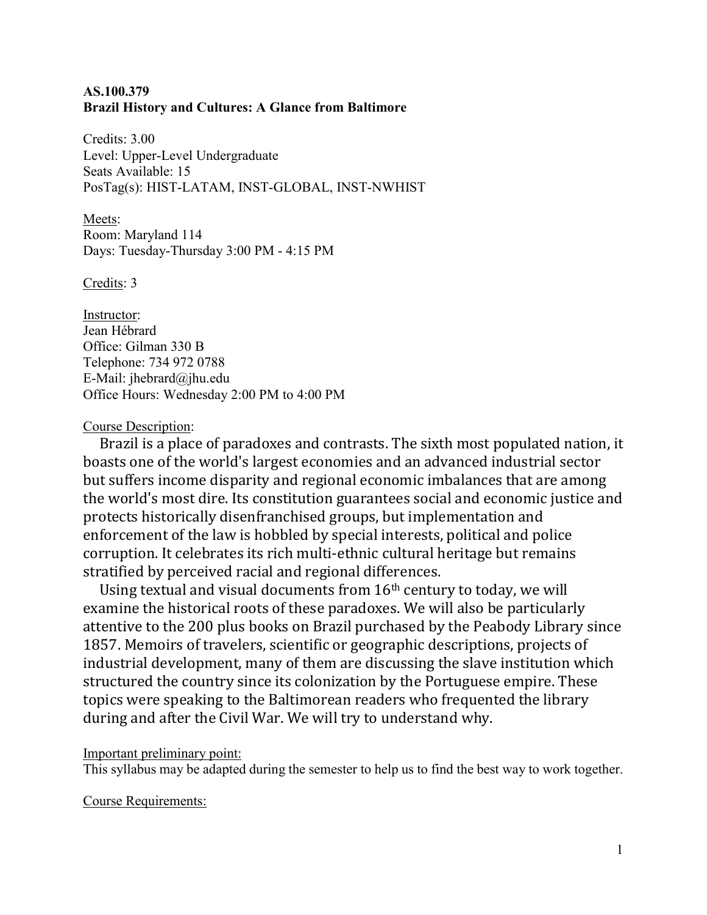**AS.100.379**
**Brazil History and Cultures: A Glance from Baltimore**

Credits: 3.00
Level: Upper-Level Undergraduate
Seats Available: 15
PosTag(s): HIST-LATAM, INST-GLOBAL, INST-NWHIST

Meets:
Room: Maryland 114
Days: Tuesday-Thursday 3:00 PM - 4:15 PM

Credits: 3

Instructor:
Jean Hébrard
Office: Gilman 330 B
Telephone: 734 972 0788
E-Mail: jhebrard@jhu.edu
Office Hours: Wednesday 2:00 PM to 4:00 PM

Course Description:

Brazil is a place of paradoxes and contrasts. The sixth most populated nation, it boasts one of the world's largest economies and an advanced industrial sector but suffers income disparity and regional economic imbalances that are among the world's most dire. Its constitution guarantees social and economic justice and protects historically disenfranchised groups, but implementation and enforcement of the law is hobbled by special interests, political and police corruption. It celebrates its rich multi-ethnic cultural heritage but remains stratified by perceived racial and regional differences.

Using textual and visual documents from 16th century to today, we will examine the historical roots of these paradoxes. We will also be particularly attentive to the 200 plus books on Brazil purchased by the Peabody Library since 1857. Memoirs of travelers, scientific or geographic descriptions, projects of industrial development, many of them are discussing the slave institution which structured the country since its colonization by the Portuguese empire. These topics were speaking to the Baltimorean readers who frequented the library during and after the Civil War. We will try to understand why.

Important preliminary point:
This syllabus may be adapted during the semester to help us to find the best way to work together.

Course Requirements: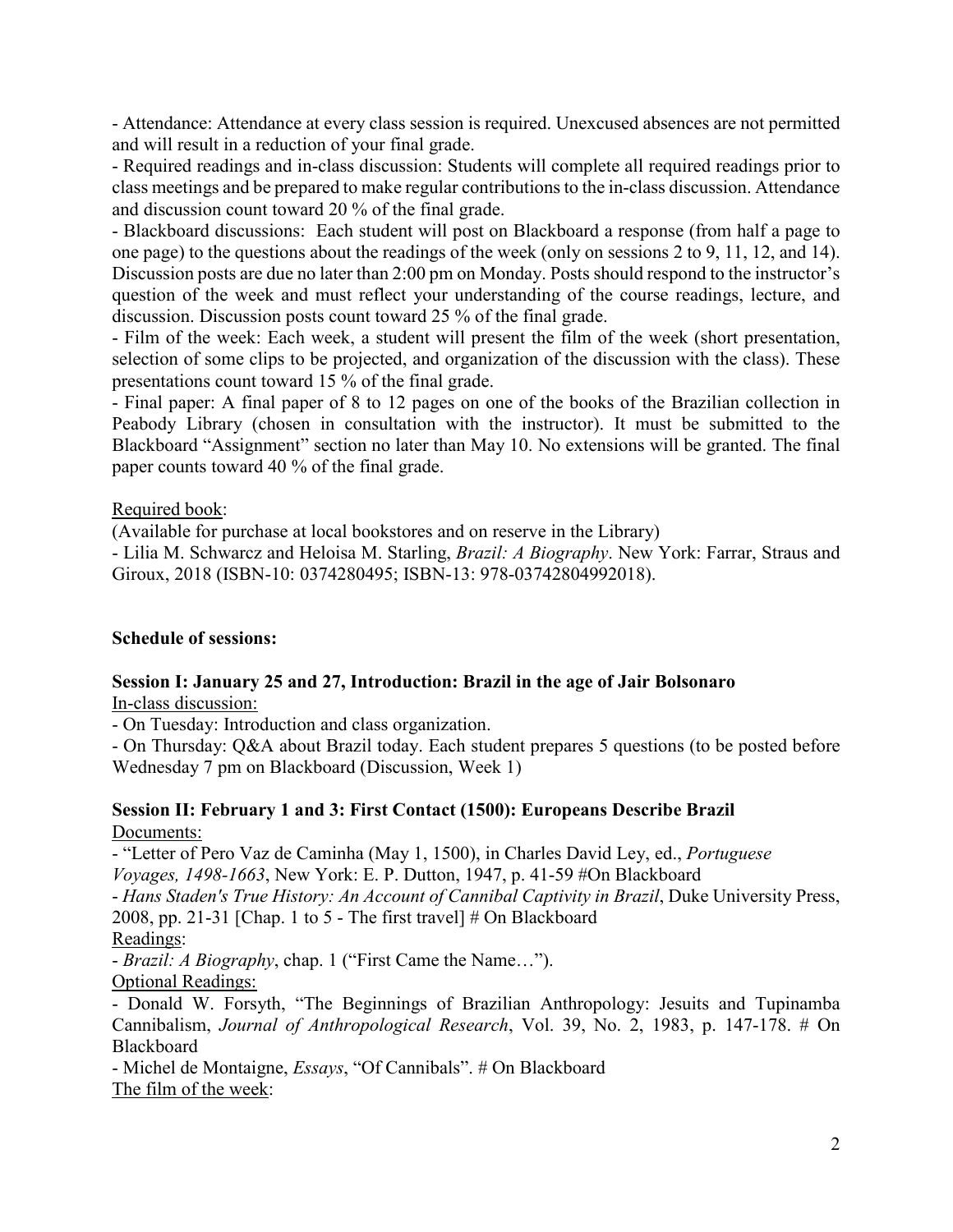- Attendance: Attendance at every class session is required. Unexcused absences are not permitted and will result in a reduction of your final grade.
- Required readings and in-class discussion: Students will complete all required readings prior to class meetings and be prepared to make regular contributions to the in-class discussion. Attendance and discussion count toward 20 % of the final grade.
- Blackboard discussions: Each student will post on Blackboard a response (from half a page to one page) to the questions about the readings of the week (only on sessions 2 to 9, 11, 12, and 14). Discussion posts are due no later than 2:00 pm on Monday. Posts should respond to the instructor's question of the week and must reflect your understanding of the course readings, lecture, and discussion. Discussion posts count toward 25 % of the final grade.
- Film of the week: Each week, a student will present the film of the week (short presentation, selection of some clips to be projected, and organization of the discussion with the class). These presentations count toward 15 % of the final grade.
- Final paper: A final paper of 8 to 12 pages on one of the books of the Brazilian collection in Peabody Library (chosen in consultation with the instructor). It must be submitted to the Blackboard "Assignment" section no later than May 10. No extensions will be granted. The final paper counts toward 40 % of the final grade.

Required book:
(Available for purchase at local bookstores and on reserve in the Library)
- Lilia M. Schwarcz and Heloisa M. Starling, *Brazil: A Biography*. New York: Farrar, Straus and Giroux, 2018 (ISBN-10: 0374280495; ISBN-13: 978-03742804992018).

**Schedule of sessions:**

**Session I: January 25 and 27, Introduction: Brazil in the age of Jair Bolsonaro**
In-class discussion:
- On Tuesday: Introduction and class organization.
- On Thursday: Q&A about Brazil today. Each student prepares 5 questions (to be posted before Wednesday 7 pm on Blackboard (Discussion, Week 1)

**Session II: February 1 and 3: First Contact (1500): Europeans Describe Brazil**
Documents:
- "Letter of Pero Vaz de Caminha (May 1, 1500), in Charles David Ley, ed., *Portuguese Voyages, 1498-1663*, New York: E. P. Dutton, 1947, p. 41-59 #On Blackboard
- *Hans Staden's True History: An Account of Cannibal Captivity in Brazil*, Duke University Press, 2008, pp. 21-31 [Chap. 1 to 5 - The first travel] # On Blackboard
Readings:
- *Brazil: A Biography*, chap. 1 ("First Came the Name…").
Optional Readings:
- Donald W. Forsyth, "The Beginnings of Brazilian Anthropology: Jesuits and Tupinamba Cannibalism, *Journal of Anthropological Research*, Vol. 39, No. 2, 1983, p. 147-178. # On Blackboard
- Michel de Montaigne, *Essays*, "Of Cannibals". # On Blackboard
The film of the week: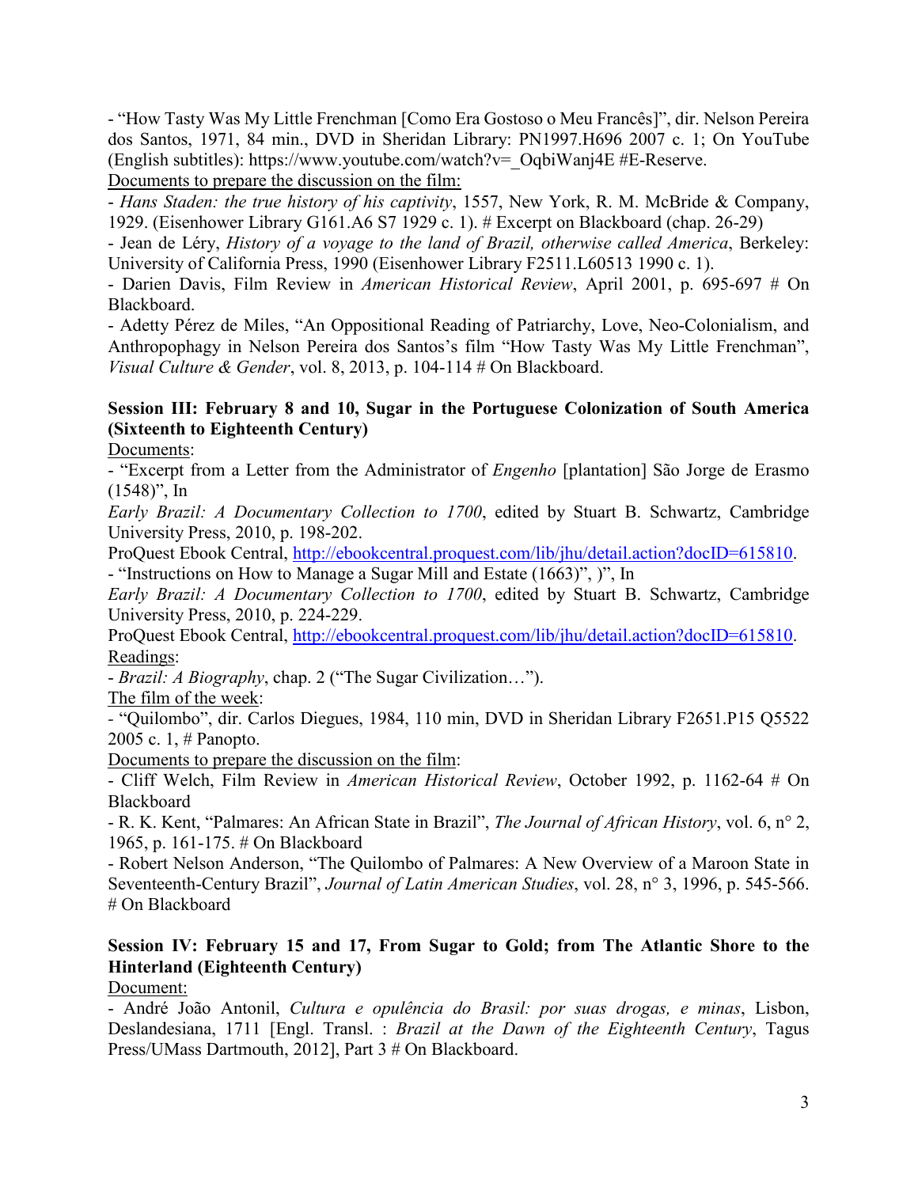- "How Tasty Was My Little Frenchman [Como Era Gostoso o Meu Francês]", dir. Nelson Pereira dos Santos, 1971, 84 min., DVD in Sheridan Library: PN1997.H696 2007 c. 1; On YouTube (English subtitles): https://www.youtube.com/watch?v=_OqbiWanj4E #E-Reserve.

Documents to prepare the discussion on the film:

- *Hans Staden: the true history of his captivity*, 1557, New York, R. M. McBride & Company, 1929. (Eisenhower Library G161.A6 S7 1929 c. 1). # Excerpt on Blackboard (chap. 26-29)
- Jean de Léry, *History of a voyage to the land of Brazil, otherwise called America*, Berkeley: University of California Press, 1990 (Eisenhower Library F2511.L60513 1990 c. 1).
- Darien Davis, Film Review in *American Historical Review*, April 2001, p. 695-697 # On Blackboard.
- Adetty Pérez de Miles, "An Oppositional Reading of Patriarchy, Love, Neo-Colonialism, and Anthropophagy in Nelson Pereira dos Santos's film "How Tasty Was My Little Frenchman", *Visual Culture & Gender*, vol. 8, 2013, p. 104-114 # On Blackboard.

**Session III: February 8 and 10, Sugar in the Portuguese Colonization of South America (Sixteenth to Eighteenth Century)**

Documents:

- "Excerpt from a Letter from the Administrator of *Engenho* [plantation] São Jorge de Erasmo (1548)", In
*Early Brazil: A Documentary Collection to 1700*, edited by Stuart B. Schwartz, Cambridge University Press, 2010, p. 198-202.
ProQuest Ebook Central, http://ebookcentral.proquest.com/lib/jhu/detail.action?docID=615810.
- "Instructions on How to Manage a Sugar Mill and Estate (1663)", )", In
*Early Brazil: A Documentary Collection to 1700*, edited by Stuart B. Schwartz, Cambridge University Press, 2010, p. 224-229.
ProQuest Ebook Central, http://ebookcentral.proquest.com/lib/jhu/detail.action?docID=615810.

Readings:

- *Brazil: A Biography*, chap. 2 ("The Sugar Civilization…").

The film of the week:

- "Quilombo", dir. Carlos Diegues, 1984, 110 min, DVD in Sheridan Library F2651.P15 Q5522 2005 c. 1, # Panopto.

Documents to prepare the discussion on the film:

- Cliff Welch, Film Review in *American Historical Review*, October 1992, p. 1162-64 # On Blackboard
- R. K. Kent, "Palmares: An African State in Brazil", *The Journal of African History*, vol. 6, n° 2, 1965, p. 161-175. # On Blackboard
- Robert Nelson Anderson, "The Quilombo of Palmares: A New Overview of a Maroon State in Seventeenth-Century Brazil", *Journal of Latin American Studies*, vol. 28, n° 3, 1996, p. 545-566. # On Blackboard

**Session IV: February 15 and 17, From Sugar to Gold; from The Atlantic Shore to the Hinterland (Eighteenth Century)**

Document:

- André João Antonil, *Cultura e opulência do Brasil: por suas drogas, e minas*, Lisbon, Deslandesiana, 1711 [Engl. Transl. : *Brazil at the Dawn of the Eighteenth Century*, Tagus Press/UMass Dartmouth, 2012], Part 3 # On Blackboard.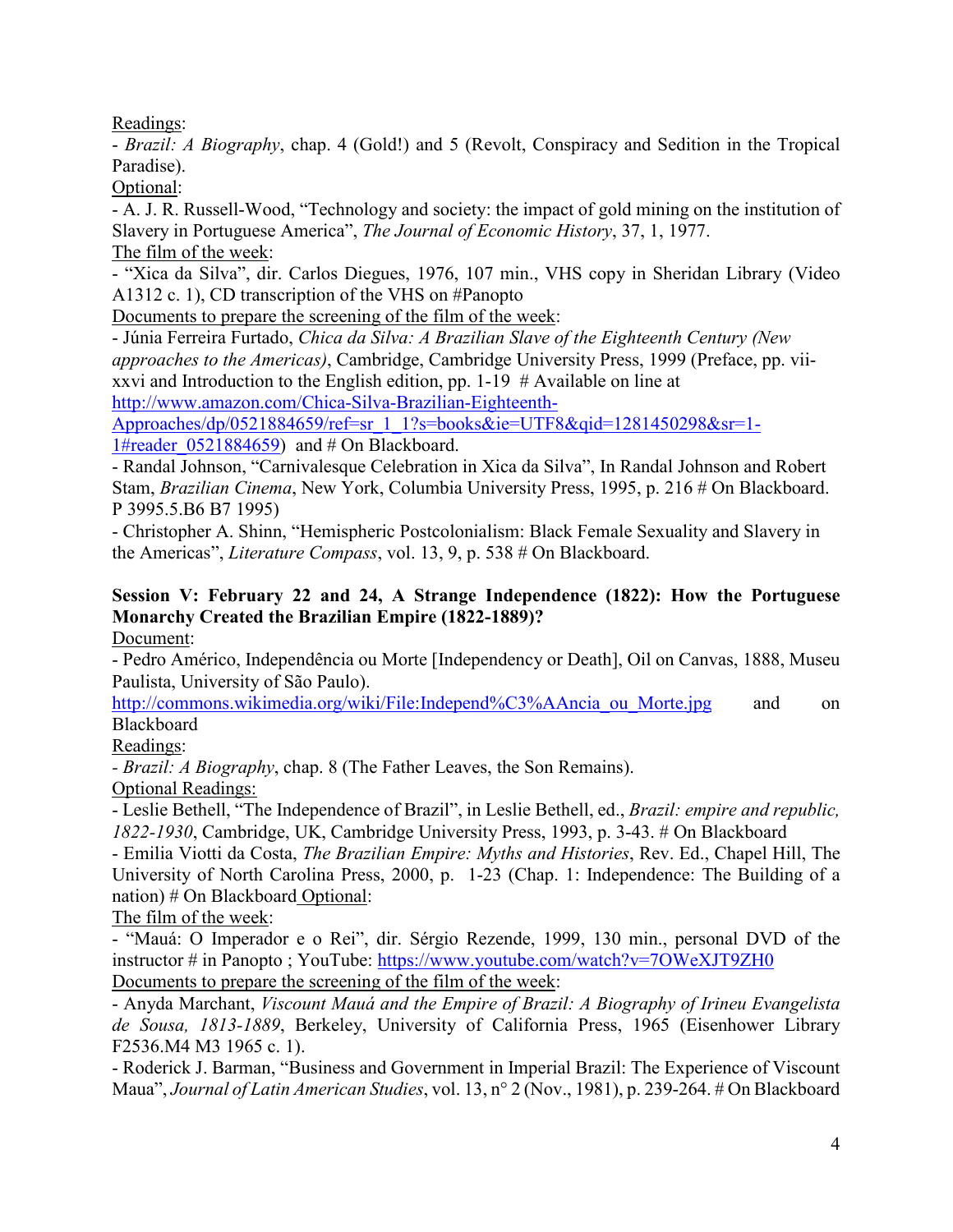Readings:

- *Brazil: A Biography*, chap. 4 (Gold!) and 5 (Revolt, Conspiracy and Sedition in the Tropical Paradise).

Optional:

- A. J. R. Russell-Wood, "Technology and society: the impact of gold mining on the institution of Slavery in Portuguese America", *The Journal of Economic History*, 37, 1, 1977.

The film of the week:

- "Xica da Silva", dir. Carlos Diegues, 1976, 107 min., VHS copy in Sheridan Library (Video A1312 c. 1), CD transcription of the VHS on #Panopto

Documents to prepare the screening of the film of the week:

- Júnia Ferreira Furtado, *Chica da Silva: A Brazilian Slave of the Eighteenth Century (New approaches to the Americas)*, Cambridge, Cambridge University Press, 1999 (Preface, pp. vii-xxvi and Introduction to the English edition, pp. 1-19 # Available on line at http://www.amazon.com/Chica-Silva-Brazilian-Eighteenth-Approaches/dp/0521884659/ref=sr_1_1?s=books&ie=UTF8&qid=1281450298&sr=1-1#reader_0521884659) and # On Blackboard.
- Randal Johnson, "Carnivalesque Celebration in Xica da Silva", In Randal Johnson and Robert Stam, *Brazilian Cinema*, New York, Columbia University Press, 1995, p. 216 # On Blackboard. P 3995.5.B6 B7 1995)
- Christopher A. Shinn, "Hemispheric Postcolonialism: Black Female Sexuality and Slavery in the Americas", *Literature Compass*, vol. 13, 9, p. 538 # On Blackboard.

**Session V: February 22 and 24, A Strange Independence (1822): How the Portuguese Monarchy Created the Brazilian Empire (1822-1889)?**

Document:

- Pedro Américo, Independência ou Morte [Independency or Death], Oil on Canvas, 1888, Museu Paulista, University of São Paulo).
http://commons.wikimedia.org/wiki/File:Independ%C3%AAncia_ou_Morte.jpg and on Blackboard

Readings:

- *Brazil: A Biography*, chap. 8 (The Father Leaves, the Son Remains).

Optional Readings:

- Leslie Bethell, "The Independence of Brazil", in Leslie Bethell, ed., *Brazil: empire and republic, 1822-1930*, Cambridge, UK, Cambridge University Press, 1993, p. 3-43. # On Blackboard
- Emilia Viotti da Costa, *The Brazilian Empire: Myths and Histories*, Rev. Ed., Chapel Hill, The University of North Carolina Press, 2000, p. 1-23 (Chap. 1: Independence: The Building of a nation) # On Blackboard Optional:

The film of the week:

- "Mauá: O Imperador e o Rei", dir. Sérgio Rezende, 1999, 130 min., personal DVD of the instructor # in Panopto ; YouTube: https://www.youtube.com/watch?v=7OWeXJT9ZH0

Documents to prepare the screening of the film of the week:

- Anyda Marchant, *Viscount Mauá and the Empire of Brazil: A Biography of Irineu Evangelista de Sousa, 1813-1889*, Berkeley, University of California Press, 1965 (Eisenhower Library F2536.M4 M3 1965 c. 1).
- Roderick J. Barman, "Business and Government in Imperial Brazil: The Experience of Viscount Maua", *Journal of Latin American Studies*, vol. 13, n° 2 (Nov., 1981), p. 239-264. # On Blackboard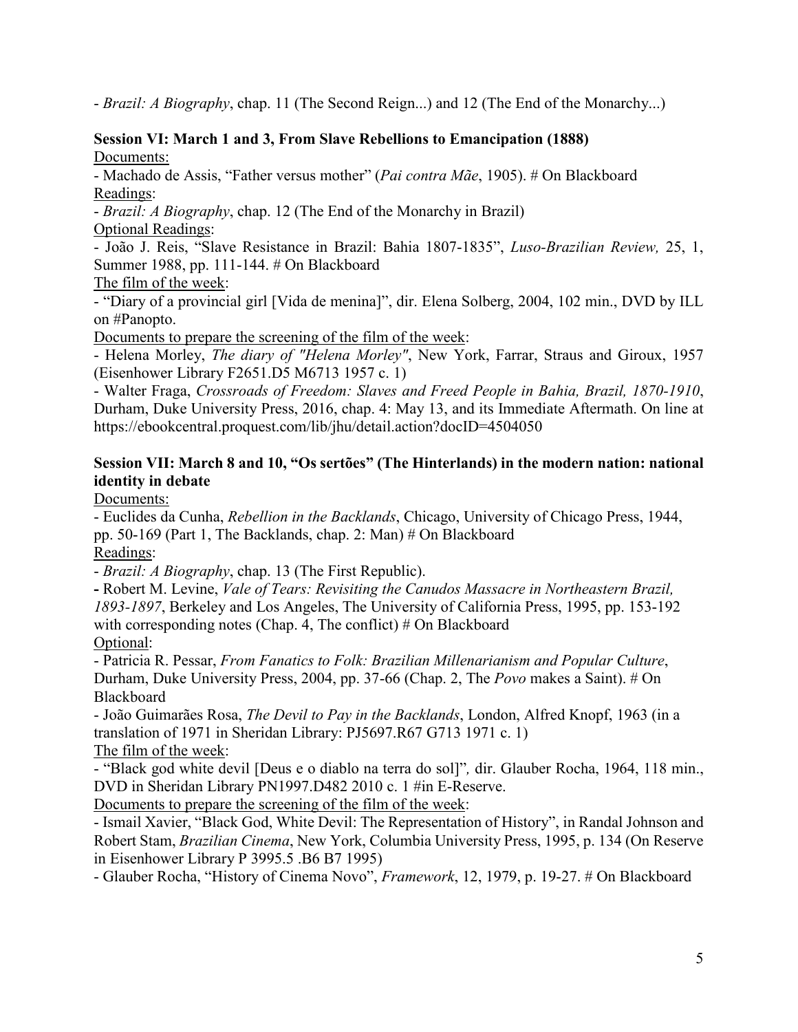- *Brazil: A Biography*, chap. 11 (The Second Reign...) and 12 (The End of the Monarchy...)

**Session VI: March 1 and 3, From Slave Rebellions to Emancipation (1888)**

Documents:

- Machado de Assis, "Father versus mother" (*Pai contra Mãe*, 1905). # On Blackboard

Readings:

- *Brazil: A Biography*, chap. 12 (The End of the Monarchy in Brazil)

Optional Readings:

- João J. Reis, "Slave Resistance in Brazil: Bahia 1807-1835", *Luso-Brazilian Review,* 25, 1, Summer 1988, pp. 111-144. # On Blackboard

The film of the week:

- "Diary of a provincial girl [Vida de menina]", dir. Elena Solberg, 2004, 102 min., DVD by ILL on #Panopto.

Documents to prepare the screening of the film of the week:

- Helena Morley, *The diary of "Helena Morley"*, New York, Farrar, Straus and Giroux, 1957 (Eisenhower Library F2651.D5 M6713 1957 c. 1)
- Walter Fraga, *Crossroads of Freedom: Slaves and Freed People in Bahia, Brazil, 1870-1910*, Durham, Duke University Press, 2016, chap. 4: May 13, and its Immediate Aftermath. On line at https://ebookcentral.proquest.com/lib/jhu/detail.action?docID=4504050

**Session VII: March 8 and 10, "Os sertões" (The Hinterlands) in the modern nation: national identity in debate**

Documents:

- Euclides da Cunha, *Rebellion in the Backlands*, Chicago, University of Chicago Press, 1944, pp. 50-169 (Part 1, The Backlands, chap. 2: Man) # On Blackboard

Readings:

- *Brazil: A Biography*, chap. 13 (The First Republic).
- Robert M. Levine, *Vale of Tears: Revisiting the Canudos Massacre in Northeastern Brazil, 1893-1897*, Berkeley and Los Angeles, The University of California Press, 1995, pp. 153-192 with corresponding notes (Chap. 4, The conflict) # On Blackboard

Optional:

- Patricia R. Pessar, *From Fanatics to Folk: Brazilian Millenarianism and Popular Culture*, Durham, Duke University Press, 2004, pp. 37-66 (Chap. 2, The *Povo* makes a Saint). # On Blackboard
- João Guimarães Rosa, *The Devil to Pay in the Backlands*, London, Alfred Knopf, 1963 (in a translation of 1971 in Sheridan Library: PJ5697.R67 G713 1971 c. 1)

The film of the week:

- "Black god white devil [Deus e o diablo na terra do sol]"*,* dir. Glauber Rocha, 1964, 118 min., DVD in Sheridan Library PN1997.D482 2010 c. 1 #in E-Reserve.

Documents to prepare the screening of the film of the week:

- Ismail Xavier, "Black God, White Devil: The Representation of History", in Randal Johnson and Robert Stam, *Brazilian Cinema*, New York, Columbia University Press, 1995, p. 134 (On Reserve in Eisenhower Library P 3995.5 .B6 B7 1995)
- Glauber Rocha, "History of Cinema Novo", *Framework*, 12, 1979, p. 19-27. # On Blackboard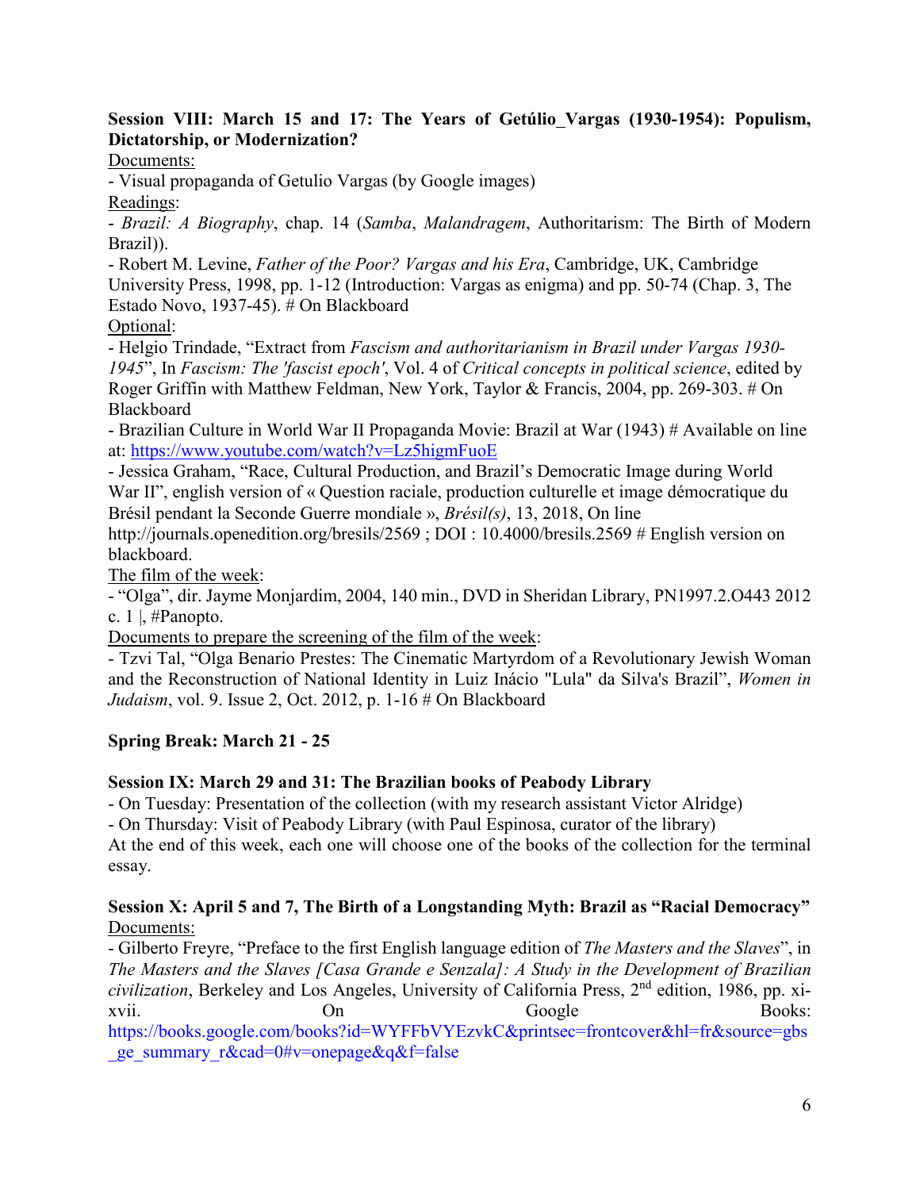**Session VIII: March 15 and 17: The Years of Getúlio_Vargas (1930-1954): Populism, Dictatorship, or Modernization?**

Documents:

- Visual propaganda of Getulio Vargas (by Google images)

Readings:

- *Brazil: A Biography*, chap. 14 (*Samba*, *Malandragem*, Authoritarism: The Birth of Modern Brazil)).
- Robert M. Levine, *Father of the Poor? Vargas and his Era*, Cambridge, UK, Cambridge University Press, 1998, pp. 1-12 (Introduction: Vargas as enigma) and pp. 50-74 (Chap. 3, The Estado Novo, 1937-45). # On Blackboard

Optional:

- Helgio Trindade, "Extract from *Fascism and authoritarianism in Brazil under Vargas 1930-1945*", In *Fascism: The 'fascist epoch'*, Vol. 4 of *Critical concepts in political science*, edited by Roger Griffin with Matthew Feldman, New York, Taylor & Francis, 2004, pp. 269-303. # On Blackboard
- Brazilian Culture in World War II Propaganda Movie: Brazil at War (1943) # Available on line at: https://www.youtube.com/watch?v=Lz5higmFuoE
- Jessica Graham, "Race, Cultural Production, and Brazil's Democratic Image during World War II", english version of « Question raciale, production culturelle et image démocratique du Brésil pendant la Seconde Guerre mondiale », *Brésil(s)*, 13, 2018, On line http://journals.openedition.org/bresils/2569 ; DOI : 10.4000/bresils.2569 # English version on blackboard.

The film of the week:

- "Olga", dir. Jayme Monjardim, 2004, 140 min., DVD in Sheridan Library, PN1997.2.O443 2012 c. 1 |, #Panopto.

Documents to prepare the screening of the film of the week:

- Tzvi Tal, "Olga Benario Prestes: The Cinematic Martyrdom of a Revolutionary Jewish Woman and the Reconstruction of National Identity in Luiz Inácio "Lula" da Silva's Brazil", *Women in Judaism*, vol. 9. Issue 2, Oct. 2012, p. 1-16 # On Blackboard

**Spring Break: March 21 - 25**

**Session IX: March 29 and 31: The Brazilian books of Peabody Library**

- On Tuesday: Presentation of the collection (with my research assistant Victor Alridge)
- On Thursday: Visit of Peabody Library (with Paul Espinosa, curator of the library)

At the end of this week, each one will choose one of the books of the collection for the terminal essay.

**Session X: April 5 and 7, The Birth of a Longstanding Myth: Brazil as "Racial Democracy"**

Documents:

- Gilberto Freyre, "Preface to the first English language edition of *The Masters and the Slaves*", in *The Masters and the Slaves [Casa Grande e Senzala]: A Study in the Development of Brazilian civilization*, Berkeley and Los Angeles, University of California Press, 2nd edition, 1986, pp. xi-xvii. On Google Books: https://books.google.com/books?id=WYFFbVYEzvkC&printsec=frontcover&hl=fr&source=gbs_ge_summary_r&cad=0#v=onepage&q&f=false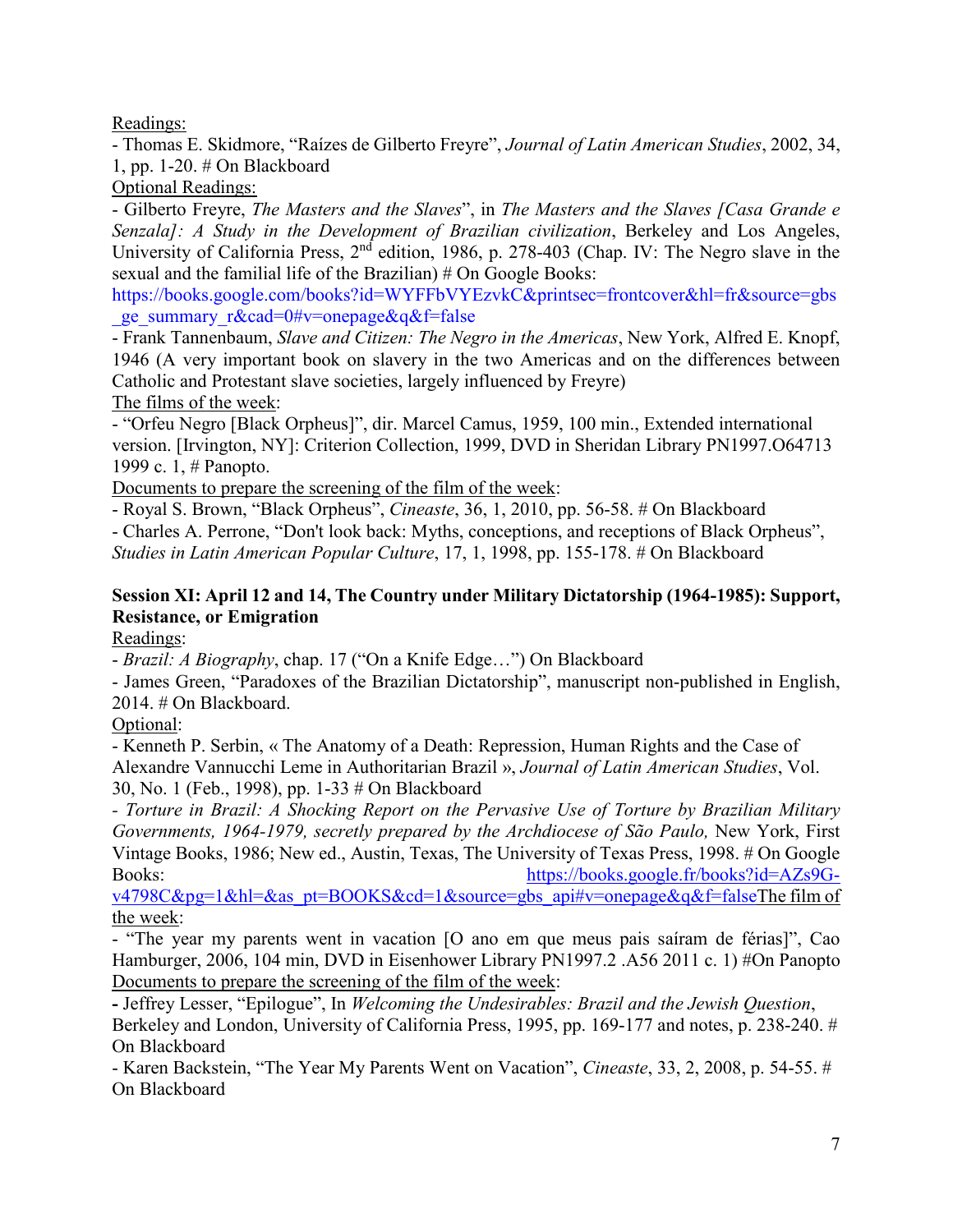Readings:

- Thomas E. Skidmore, "Raízes de Gilberto Freyre", *Journal of Latin American Studies*, 2002, 34, 1, pp. 1-20. # On Blackboard

Optional Readings:

- Gilberto Freyre, *The Masters and the Slaves*", in *The Masters and the Slaves [Casa Grande e Senzala]: A Study in the Development of Brazilian civilization*, Berkeley and Los Angeles, University of California Press, 2nd edition, 1986, p. 278-403 (Chap. IV: The Negro slave in the sexual and the familial life of the Brazilian) # On Google Books: https://books.google.com/books?id=WYFFbVYEzvkC&printsec=frontcover&hl=fr&source=gbs_ge_summary_r&cad=0#v=onepage&q&f=false
- Frank Tannenbaum, *Slave and Citizen: The Negro in the Americas*, New York, Alfred E. Knopf, 1946 (A very important book on slavery in the two Americas and on the differences between Catholic and Protestant slave societies, largely influenced by Freyre)

The films of the week:

- "Orfeu Negro [Black Orpheus]", dir. Marcel Camus, 1959, 100 min., Extended international version. [Irvington, NY]: Criterion Collection, 1999, DVD in Sheridan Library PN1997.O64713 1999 c. 1, # Panopto.

Documents to prepare the screening of the film of the week:

- Royal S. Brown, "Black Orpheus", *Cineaste*, 36, 1, 2010, pp. 56-58. # On Blackboard
- Charles A. Perrone, "Don't look back: Myths, conceptions, and receptions of Black Orpheus", *Studies in Latin American Popular Culture*, 17, 1, 1998, pp. 155-178. # On Blackboard

**Session XI: April 12 and 14, The Country under Military Dictatorship (1964-1985): Support, Resistance, or Emigration**

Readings:

- *Brazil: A Biography*, chap. 17 ("On a Knife Edge…") On Blackboard
- James Green, "Paradoxes of the Brazilian Dictatorship", manuscript non-published in English, 2014. # On Blackboard.

Optional:

- Kenneth P. Serbin, « The Anatomy of a Death: Repression, Human Rights and the Case of Alexandre Vannucchi Leme in Authoritarian Brazil », *Journal of Latin American Studies*, Vol. 30, No. 1 (Feb., 1998), pp. 1-33 # On Blackboard
- *Torture in Brazil: A Shocking Report on the Pervasive Use of Torture by Brazilian Military Governments, 1964-1979, secretly prepared by the Archdiocese of São Paulo,* New York, First Vintage Books, 1986; New ed., Austin, Texas, The University of Texas Press, 1998. # On Google Books: https://books.google.fr/books?id=AZs9G-v4798C&pg=1&hl=&as_pt=BOOKS&cd=1&source=gbs_api#v=onepage&q&f=false

The film of the week:

- "The year my parents went in vacation [O ano em que meus pais saíram de férias]", Cao Hamburger, 2006, 104 min, DVD in Eisenhower Library PN1997.2 .A56 2011 c. 1) #On Panopto

Documents to prepare the screening of the film of the week:

- Jeffrey Lesser, "Epilogue", In *Welcoming the Undesirables: Brazil and the Jewish Question*, Berkeley and London, University of California Press, 1995, pp. 169-177 and notes, p. 238-240. # On Blackboard
- Karen Backstein, "The Year My Parents Went on Vacation", *Cineaste*, 33, 2, 2008, p. 54-55. # On Blackboard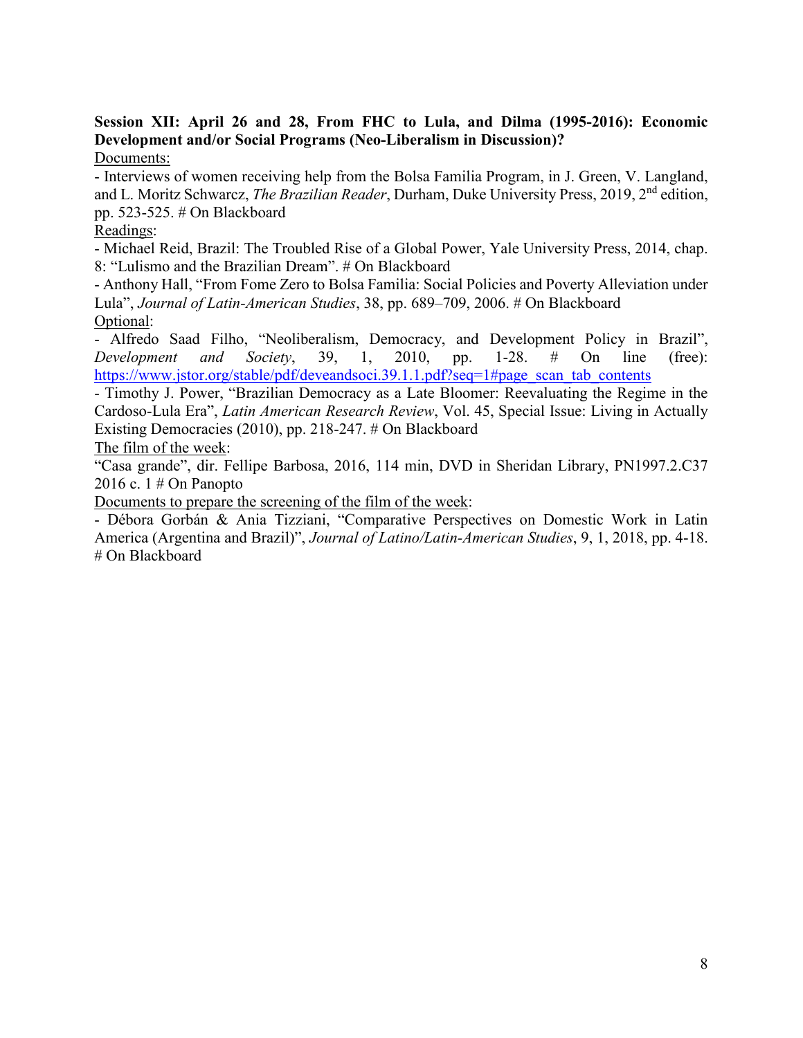**Session XII: April 26 and 28, From FHC to Lula, and Dilma (1995-2016): Economic Development and/or Social Programs (Neo-Liberalism in Discussion)?**

Documents:

- Interviews of women receiving help from the Bolsa Familia Program, in J. Green, V. Langland, and L. Moritz Schwarcz, *The Brazilian Reader*, Durham, Duke University Press, 2019, 2nd edition, pp. 523-525. # On Blackboard

Readings:

- Michael Reid, Brazil: The Troubled Rise of a Global Power, Yale University Press, 2014, chap. 8: "Lulismo and the Brazilian Dream". # On Blackboard
- Anthony Hall, "From Fome Zero to Bolsa Familia: Social Policies and Poverty Alleviation under Lula", *Journal of Latin-American Studies*, 38, pp. 689–709, 2006. # On Blackboard

Optional:

- Alfredo Saad Filho, "Neoliberalism, Democracy, and Development Policy in Brazil", *Development and Society*, 39, 1, 2010, pp. 1-28. # On line (free): https://www.jstor.org/stable/pdf/deveandsoci.39.1.1.pdf?seq=1#page_scan_tab_contents
- Timothy J. Power, "Brazilian Democracy as a Late Bloomer: Reevaluating the Regime in the Cardoso-Lula Era", *Latin American Research Review*, Vol. 45, Special Issue: Living in Actually Existing Democracies (2010), pp. 218-247. # On Blackboard

The film of the week:

"Casa grande", dir. Fellipe Barbosa, 2016, 114 min, DVD in Sheridan Library, PN1997.2.C37 2016 c. 1 # On Panopto

Documents to prepare the screening of the film of the week:

- Débora Gorbán & Ania Tizziani, "Comparative Perspectives on Domestic Work in Latin America (Argentina and Brazil)", *Journal of Latino/Latin-American Studies*, 9, 1, 2018, pp. 4-18. # On Blackboard